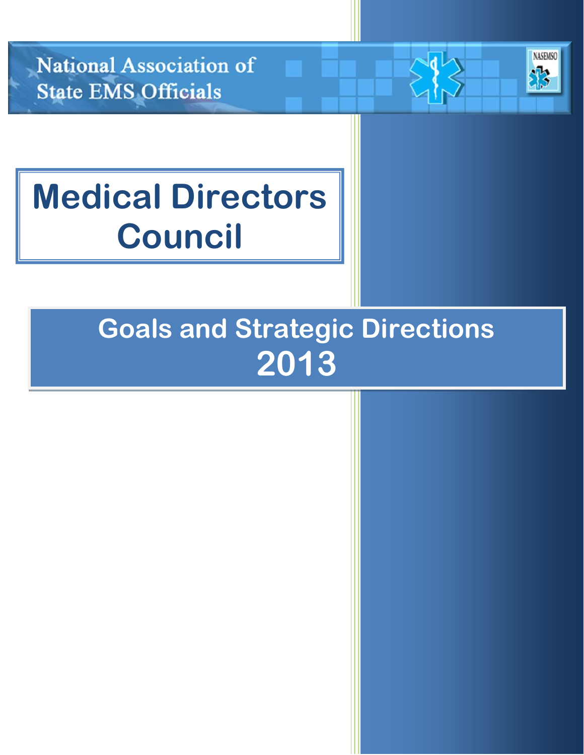National Association of State EMS Officials

NASEMSO

# Medical Directors Council

## Goals and Strategic Directions 2013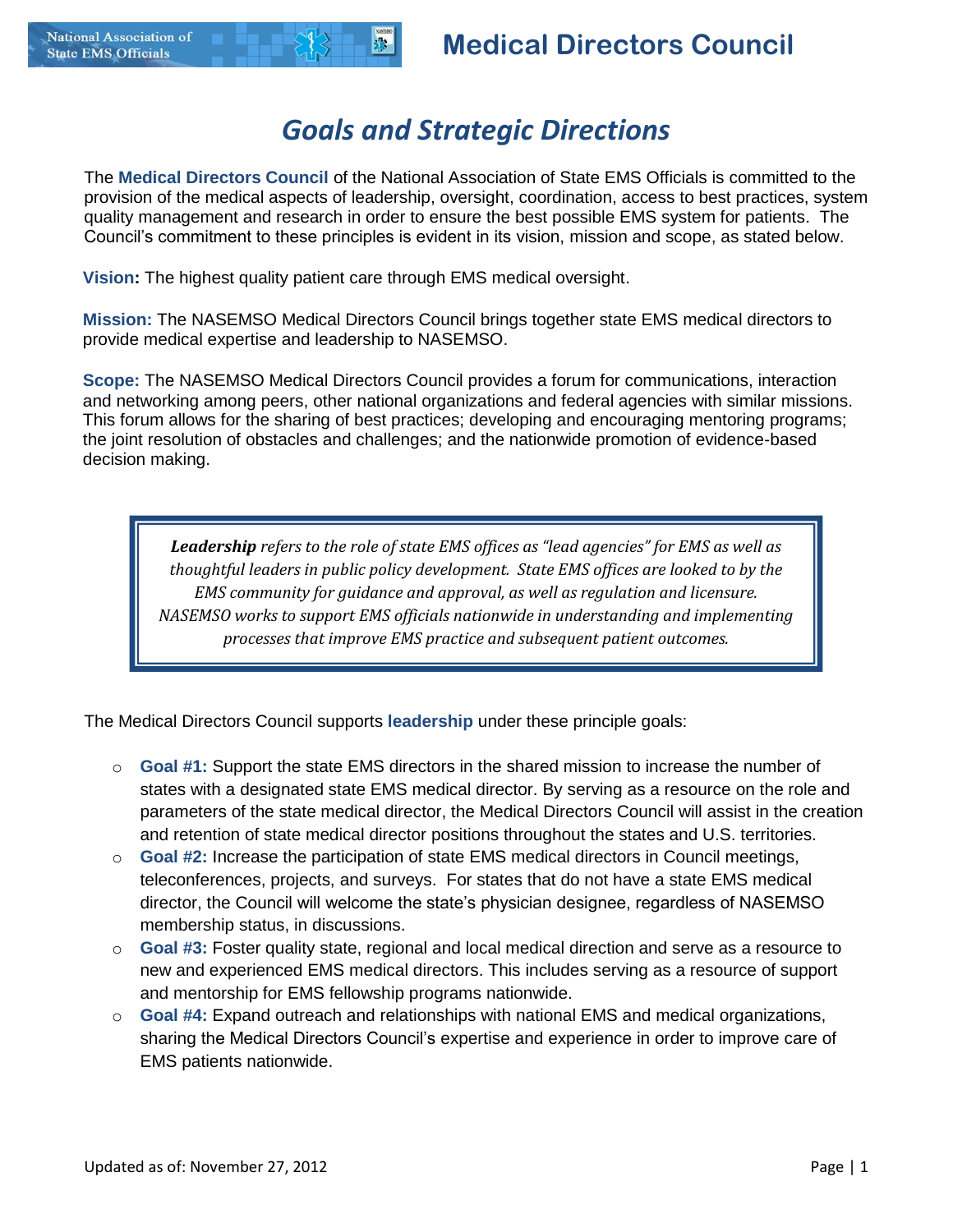# Medical Directors Council

## *Goals and Strategic Directions*

The **Medical Directors Council** of the National Association of State EMS Officials is committed to the provision of the medical aspects of leadership, oversight, coordination, access to best practices, system quality management and research in order to ensure the best possible EMS system for patients. The Council's commitment to these principles is evident in its vision, mission and scope, as stated below.

**Vision:** The highest quality patient care through EMS medical oversight.

**Mission:** The NASEMSO Medical Directors Council brings together state EMS medical directors to provide medical expertise and leadership to NASEMSO.

**Scope:** The NASEMSO Medical Directors Council provides a forum for communications, interaction and networking among peers, other national organizations and federal agencies with similar missions. This forum allows for the sharing of best practices; developing and encouraging mentoring programs; the joint resolution of obstacles and challenges; and the nationwide promotion of evidence-based decision making.

> ***Leadership*** *refers to the role of state EMS offices as "lead agencies" for EMS as well as thoughtful leaders in public policy development. State EMS offices are looked to by the EMS community for guidance and approval, as well as regulation and licensure. NASEMSO works to support EMS officials nationwide in understanding and implementing processes that improve EMS practice and subsequent patient outcomes.*

The Medical Directors Council supports **leadership** under these principle goals:

- **Goal #1:** Support the state EMS directors in the shared mission to increase the number of states with a designated state EMS medical director. By serving as a resource on the role and parameters of the state medical director, the Medical Directors Council will assist in the creation and retention of state medical director positions throughout the states and U.S. territories.
- **Goal #2:** Increase the participation of state EMS medical directors in Council meetings, teleconferences, projects, and surveys. For states that do not have a state EMS medical director, the Council will welcome the state's physician designee, regardless of NASEMSO membership status, in discussions.
- **Goal #3:** Foster quality state, regional and local medical direction and serve as a resource to new and experienced EMS medical directors. This includes serving as a resource of support and mentorship for EMS fellowship programs nationwide.
- **Goal #4:** Expand outreach and relationships with national EMS and medical organizations, sharing the Medical Directors Council's expertise and experience in order to improve care of EMS patients nationwide.

Updated as of: November 27, 2012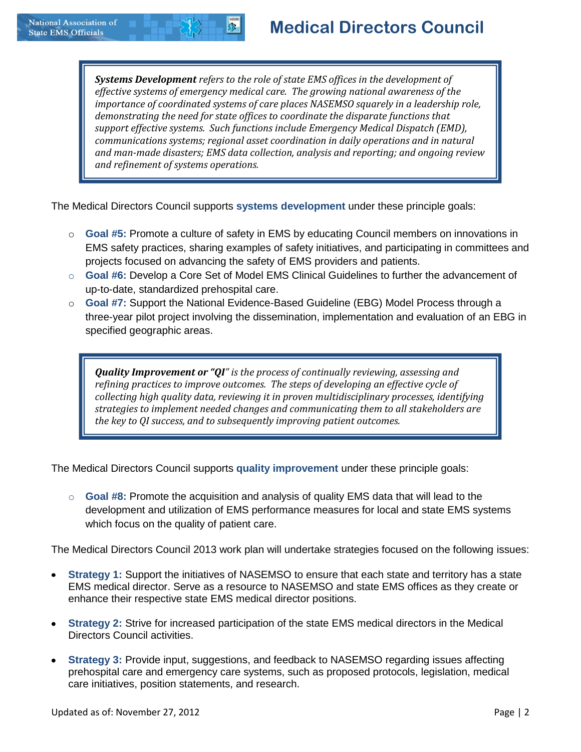> ***Systems Development*** *refers to the role of state EMS offices in the development of effective systems of emergency medical care. The growing national awareness of the importance of coordinated systems of care places NASEMSO squarely in a leadership role, demonstrating the need for state offices to coordinate the disparate functions that support effective systems. Such functions include Emergency Medical Dispatch (EMD), communications systems; regional asset coordination in daily operations and in natural and man-made disasters; EMS data collection, analysis and reporting; and ongoing review and refinement of systems operations.*

The Medical Directors Council supports **systems development** under these principle goals:

- **Goal #5:** Promote a culture of safety in EMS by educating Council members on innovations in EMS safety practices, sharing examples of safety initiatives, and participating in committees and projects focused on advancing the safety of EMS providers and patients.
- **Goal #6:** Develop a Core Set of Model EMS Clinical Guidelines to further the advancement of up-to-date, standardized prehospital care.
- **Goal #7:** Support the National Evidence-Based Guideline (EBG) Model Process through a three-year pilot project involving the dissemination, implementation and evaluation of an EBG in specified geographic areas.

> ***Quality Improvement or "QI"*** *is the process of continually reviewing, assessing and refining practices to improve outcomes. The steps of developing an effective cycle of collecting high quality data, reviewing it in proven multidisciplinary processes, identifying strategies to implement needed changes and communicating them to all stakeholders are the key to QI success, and to subsequently improving patient outcomes.*

The Medical Directors Council supports **quality improvement** under these principle goals:

- **Goal #8:** Promote the acquisition and analysis of quality EMS data that will lead to the development and utilization of EMS performance measures for local and state EMS systems which focus on the quality of patient care.

The Medical Directors Council 2013 work plan will undertake strategies focused on the following issues:

- **Strategy 1:** Support the initiatives of NASEMSO to ensure that each state and territory has a state EMS medical director. Serve as a resource to NASEMSO and state EMS offices as they create or enhance their respective state EMS medical director positions.

- **Strategy 2:** Strive for increased participation of the state EMS medical directors in the Medical Directors Council activities.

- **Strategy 3:** Provide input, suggestions, and feedback to NASEMSO regarding issues affecting prehospital care and emergency care systems, such as proposed protocols, legislation, medical care initiatives, position statements, and research.

Updated as of: November 27, 2012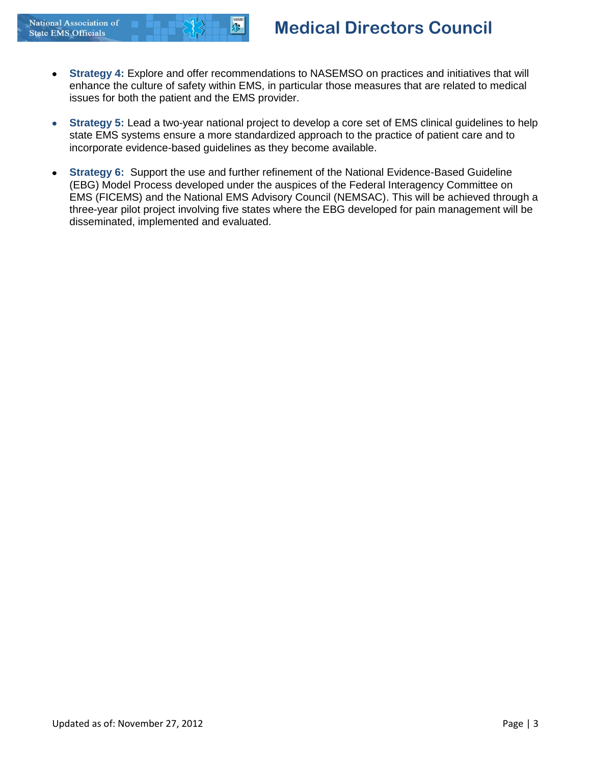- **Strategy 4:** Explore and offer recommendations to NASEMSO on practices and initiatives that will enhance the culture of safety within EMS, in particular those measures that are related to medical issues for both the patient and the EMS provider.

- **Strategy 5:** Lead a two-year national project to develop a core set of EMS clinical guidelines to help state EMS systems ensure a more standardized approach to the practice of patient care and to incorporate evidence-based guidelines as they become available.

- **Strategy 6:** Support the use and further refinement of the National Evidence-Based Guideline (EBG) Model Process developed under the auspices of the Federal Interagency Committee on EMS (FICEMS) and the National EMS Advisory Council (NEMSAC). This will be achieved through a three-year pilot project involving five states where the EBG developed for pain management will be disseminated, implemented and evaluated.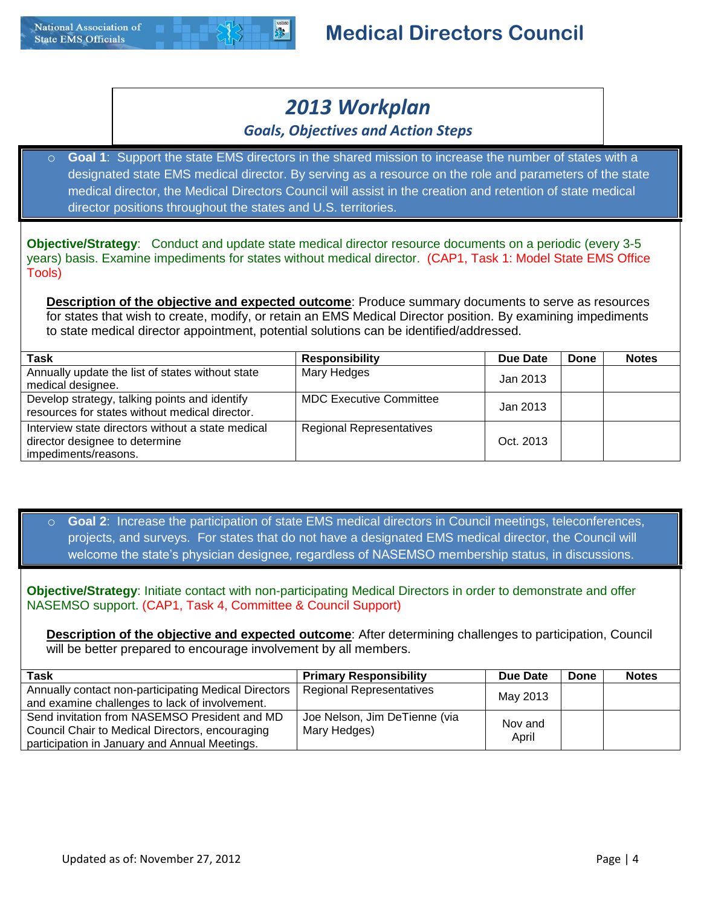# Medical Directors Council

## 2013 Workplan

### Goals, Objectives and Action Steps

- **Goal 1**: Support the state EMS directors in the shared mission to increase the number of states with a designated state EMS medical director. By serving as a resource on the role and parameters of the state medical director, the Medical Directors Council will assist in the creation and retention of state medical director positions throughout the states and U.S. territories.

**Objective/Strategy**: Conduct and update state medical director resource documents on a periodic (every 3-5 years) basis. Examine impediments for states without medical director. (CAP1, Task 1: Model State EMS Office Tools)

**Description of the objective and expected outcome**: Produce summary documents to serve as resources for states that wish to create, modify, or retain an EMS Medical Director position. By examining impediments to state medical director appointment, potential solutions can be identified/addressed.

| Task | Responsibility | Due Date | Done | Notes |
|---|---|---|---|---|
| Annually update the list of states without state medical designee. | Mary Hedges | Jan 2013 | | |
| Develop strategy, talking points and identify resources for states without medical director. | MDC Executive Committee | Jan 2013 | | |
| Interview state directors without a state medical director designee to determine impediments/reasons. | Regional Representatives | Oct. 2013 | | |

- **Goal 2**: Increase the participation of state EMS medical directors in Council meetings, teleconferences, projects, and surveys. For states that do not have a designated EMS medical director, the Council will welcome the state's physician designee, regardless of NASEMSO membership status, in discussions.

**Objective/Strategy**: Initiate contact with non-participating Medical Directors in order to demonstrate and offer NASEMSO support. (CAP1, Task 4, Committee & Council Support)

**Description of the objective and expected outcome**: After determining challenges to participation, Council will be better prepared to encourage involvement by all members.

| Task | Primary Responsibility | Due Date | Done | Notes |
|---|---|---|---|---|
| Annually contact non-participating Medical Directors and examine challenges to lack of involvement. | Regional Representatives | May 2013 | | |
| Send invitation from NASEMSO President and MD Council Chair to Medical Directors, encouraging participation in January and Annual Meetings. | Joe Nelson, Jim DeTienne (via Mary Hedges) | Nov and April | | |

Updated as of: November 27, 2012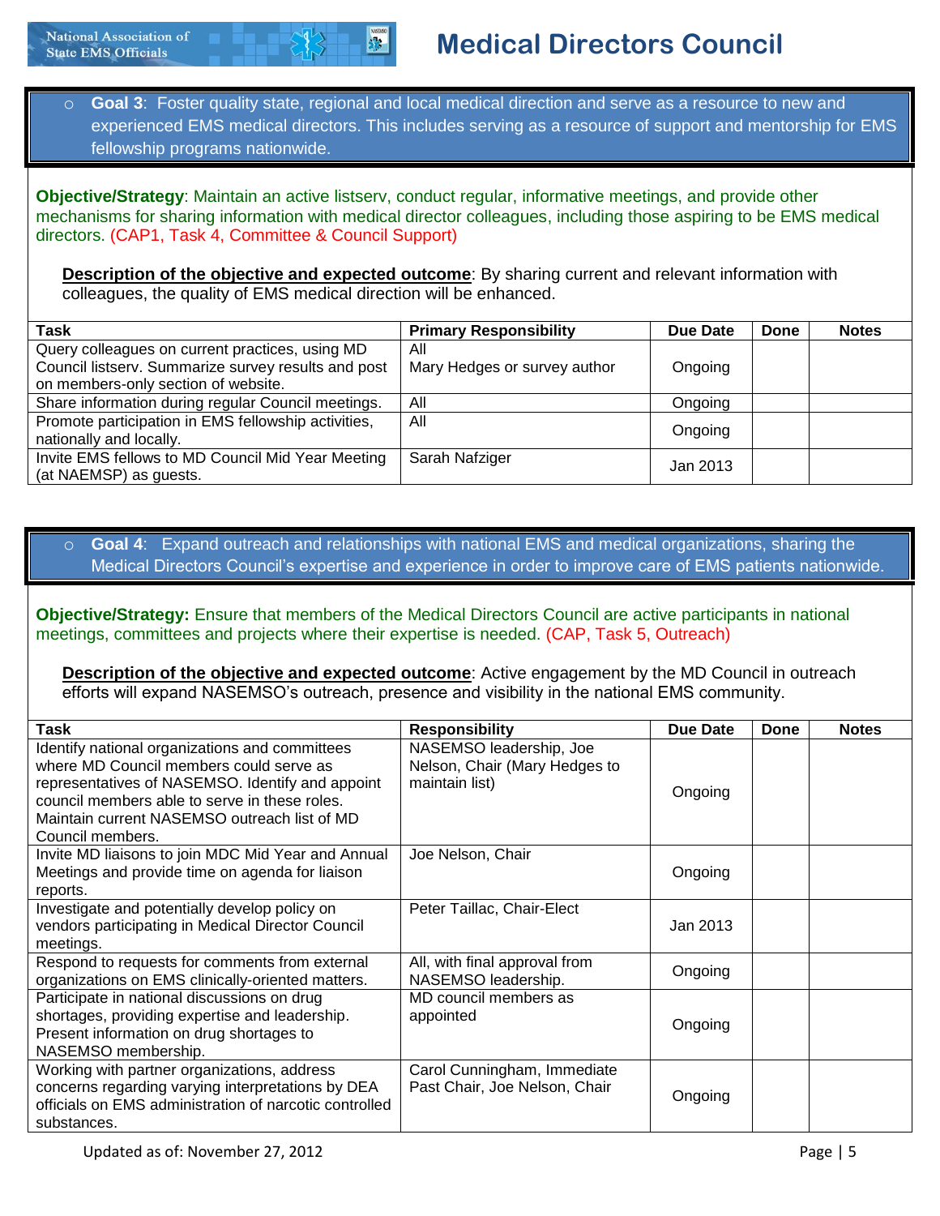- **Goal 3**: Foster quality state, regional and local medical direction and serve as a resource to new and experienced EMS medical directors. This includes serving as a resource of support and mentorship for EMS fellowship programs nationwide.

**Objective/Strategy**: Maintain an active listserv, conduct regular, informative meetings, and provide other mechanisms for sharing information with medical director colleagues, including those aspiring to be EMS medical directors. (CAP1, Task 4, Committee & Council Support)

**Description of the objective and expected outcome**: By sharing current and relevant information with colleagues, the quality of EMS medical direction will be enhanced.

| Task | Primary Responsibility | Due Date | Done | Notes |
|---|---|---|---|---|
| Query colleagues on current practices, using MD Council listserv. Summarize survey results and post on members-only section of website. | All<br>Mary Hedges or survey author | Ongoing | | |
| Share information during regular Council meetings. | All | Ongoing | | |
| Promote participation in EMS fellowship activities, nationally and locally. | All | Ongoing | | |
| Invite EMS fellows to MD Council Mid Year Meeting (at NAEMSP) as guests. | Sarah Nafziger | Jan 2013 | | |

- **Goal 4**: Expand outreach and relationships with national EMS and medical organizations, sharing the Medical Directors Council's expertise and experience in order to improve care of EMS patients nationwide.

**Objective/Strategy:** Ensure that members of the Medical Directors Council are active participants in national meetings, committees and projects where their expertise is needed. (CAP, Task 5, Outreach)

**Description of the objective and expected outcome**: Active engagement by the MD Council in outreach efforts will expand NASEMSO's outreach, presence and visibility in the national EMS community.

| Task | Responsibility | Due Date | Done | Notes |
|---|---|---|---|---|
| Identify national organizations and committees where MD Council members could serve as representatives of NASEMSO. Identify and appoint council members able to serve in these roles. Maintain current NASEMSO outreach list of MD Council members. | NASEMSO leadership, Joe Nelson, Chair (Mary Hedges to maintain list) | Ongoing | | |
| Invite MD liaisons to join MDC Mid Year and Annual Meetings and provide time on agenda for liaison reports. | Joe Nelson, Chair | Ongoing | | |
| Investigate and potentially develop policy on vendors participating in Medical Director Council meetings. | Peter Taillac, Chair-Elect | Jan 2013 | | |
| Respond to requests for comments from external organizations on EMS clinically-oriented matters. | All, with final approval from NASEMSO leadership. | Ongoing | | |
| Participate in national discussions on drug shortages, providing expertise and leadership. Present information on drug shortages to NASEMSO membership. | MD council members as appointed | Ongoing | | |
| Working with partner organizations, address concerns regarding varying interpretations by DEA officials on EMS administration of narcotic controlled substances. | Carol Cunningham, Immediate Past Chair, Joe Nelson, Chair | Ongoing | | |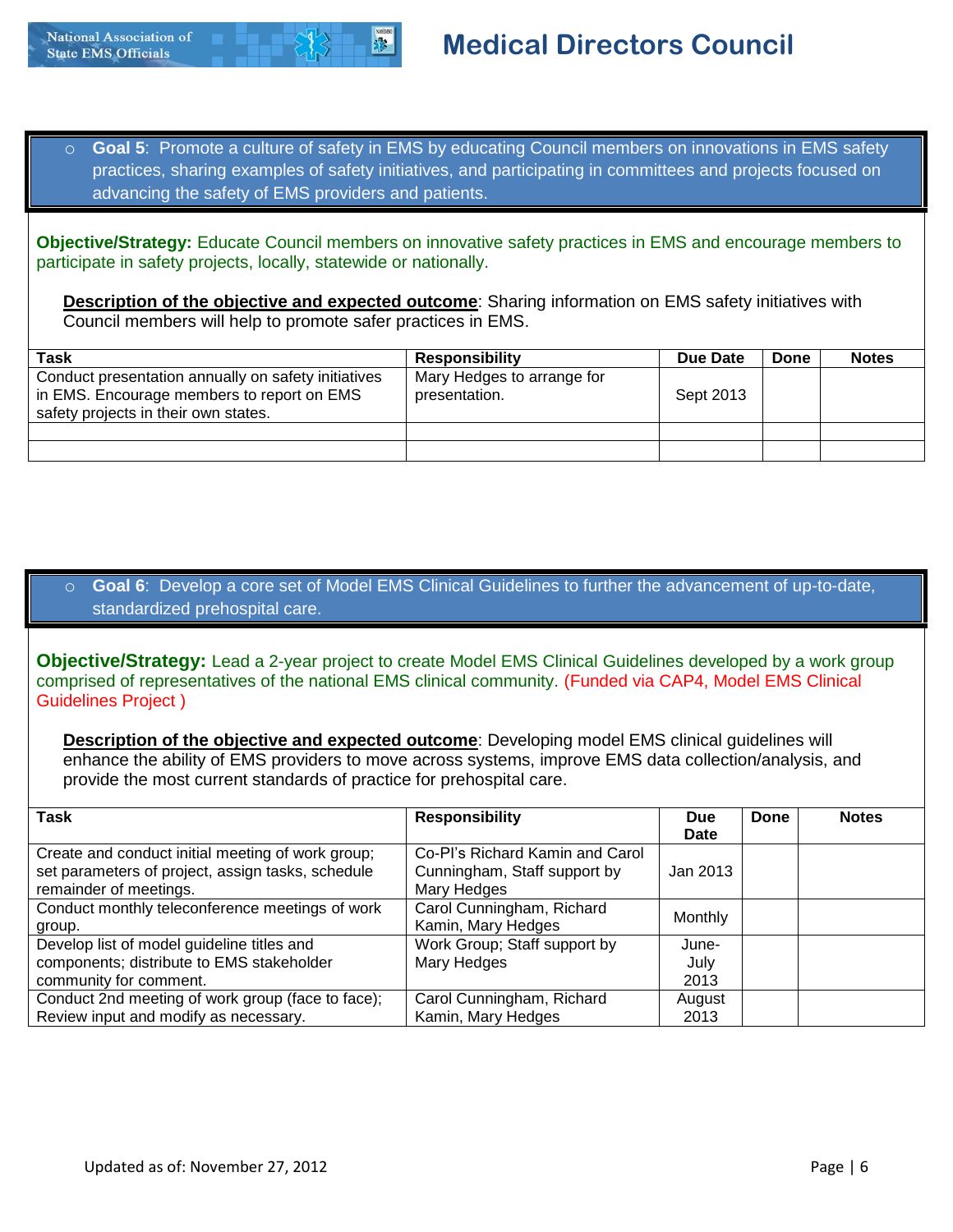- **Goal 5**: Promote a culture of safety in EMS by educating Council members on innovations in EMS safety practices, sharing examples of safety initiatives, and participating in committees and projects focused on advancing the safety of EMS providers and patients.

**Objective/Strategy:** Educate Council members on innovative safety practices in EMS and encourage members to participate in safety projects, locally, statewide or nationally.

**Description of the objective and expected outcome**: Sharing information on EMS safety initiatives with Council members will help to promote safer practices in EMS.

| Task | Responsibility | Due Date | Done | Notes |
|---|---|---|---|---|
| Conduct presentation annually on safety initiatives in EMS. Encourage members to report on EMS safety projects in their own states. | Mary Hedges to arrange for presentation. | Sept 2013 | | |
| | | | | |
| | | | | |

- **Goal 6**: Develop a core set of Model EMS Clinical Guidelines to further the advancement of up-to-date, standardized prehospital care.

**Objective/Strategy:** Lead a 2-year project to create Model EMS Clinical Guidelines developed by a work group comprised of representatives of the national EMS clinical community. (Funded via CAP4, Model EMS Clinical Guidelines Project )

**Description of the objective and expected outcome**: Developing model EMS clinical guidelines will enhance the ability of EMS providers to move across systems, improve EMS data collection/analysis, and provide the most current standards of practice for prehospital care.

| Task | Responsibility | Due Date | Done | Notes |
|---|---|---|---|---|
| Create and conduct initial meeting of work group; set parameters of project, assign tasks, schedule remainder of meetings. | Co-PI's Richard Kamin and Carol Cunningham, Staff support by Mary Hedges | Jan 2013 | | |
| Conduct monthly teleconference meetings of work group. | Carol Cunningham, Richard Kamin, Mary Hedges | Monthly | | |
| Develop list of model guideline titles and components; distribute to EMS stakeholder community for comment. | Work Group; Staff support by Mary Hedges | June-July 2013 | | |
| Conduct 2nd meeting of work group (face to face); Review input and modify as necessary. | Carol Cunningham, Richard Kamin, Mary Hedges | August 2013 | | |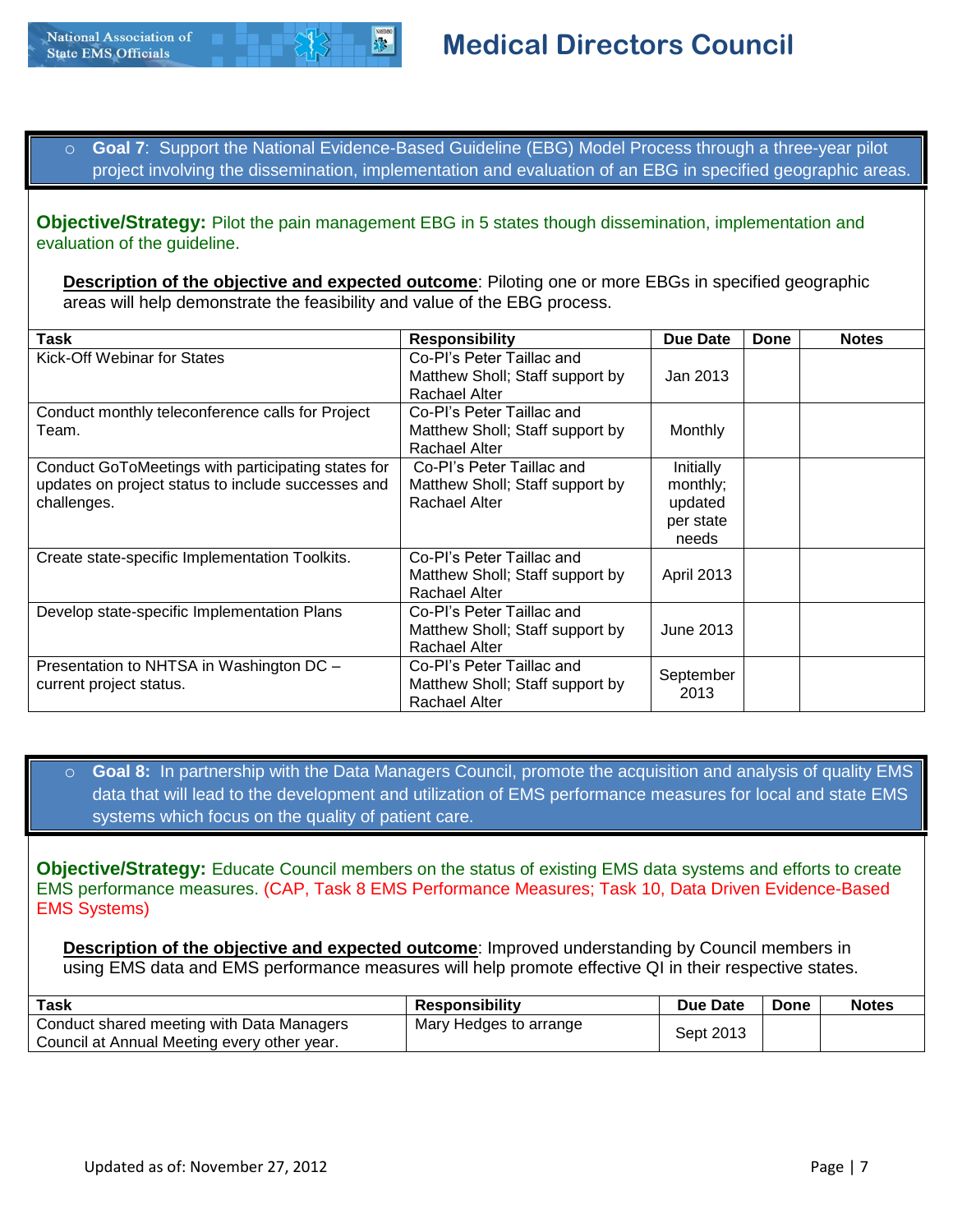- **Goal 7**: Support the National Evidence-Based Guideline (EBG) Model Process through a three-year pilot project involving the dissemination, implementation and evaluation of an EBG in specified geographic areas.

**Objective/Strategy:** Pilot the pain management EBG in 5 states though dissemination, implementation and evaluation of the guideline.

**Description of the objective and expected outcome**: Piloting one or more EBGs in specified geographic areas will help demonstrate the feasibility and value of the EBG process.

| Task | Responsibility | Due Date | Done | Notes |
|---|---|---|---|---|
| Kick-Off Webinar for States | Co-PI's Peter Taillac and Matthew Sholl; Staff support by Rachael Alter | Jan 2013 | | |
| Conduct monthly teleconference calls for Project Team. | Co-PI's Peter Taillac and Matthew Sholl; Staff support by Rachael Alter | Monthly | | |
| Conduct GoToMeetings with participating states for updates on project status to include successes and challenges. | Co-PI's Peter Taillac and Matthew Sholl; Staff support by Rachael Alter | Initially monthly; updated per state needs | | |
| Create state-specific Implementation Toolkits. | Co-PI's Peter Taillac and Matthew Sholl; Staff support by Rachael Alter | April 2013 | | |
| Develop state-specific Implementation Plans | Co-PI's Peter Taillac and Matthew Sholl; Staff support by Rachael Alter | June 2013 | | |
| Presentation to NHTSA in Washington DC – current project status. | Co-PI's Peter Taillac and Matthew Sholl; Staff support by Rachael Alter | September 2013 | | |

- **Goal 8:** In partnership with the Data Managers Council, promote the acquisition and analysis of quality EMS data that will lead to the development and utilization of EMS performance measures for local and state EMS systems which focus on the quality of patient care.

**Objective/Strategy:** Educate Council members on the status of existing EMS data systems and efforts to create EMS performance measures. (CAP, Task 8 EMS Performance Measures; Task 10, Data Driven Evidence-Based EMS Systems)

**Description of the objective and expected outcome**: Improved understanding by Council members in using EMS data and EMS performance measures will help promote effective QI in their respective states.

| Task | Responsibility | Due Date | Done | Notes |
|---|---|---|---|---|
| Conduct shared meeting with Data Managers Council at Annual Meeting every other year. | Mary Hedges to arrange | Sept 2013 | | |

Updated as of: November 27, 2012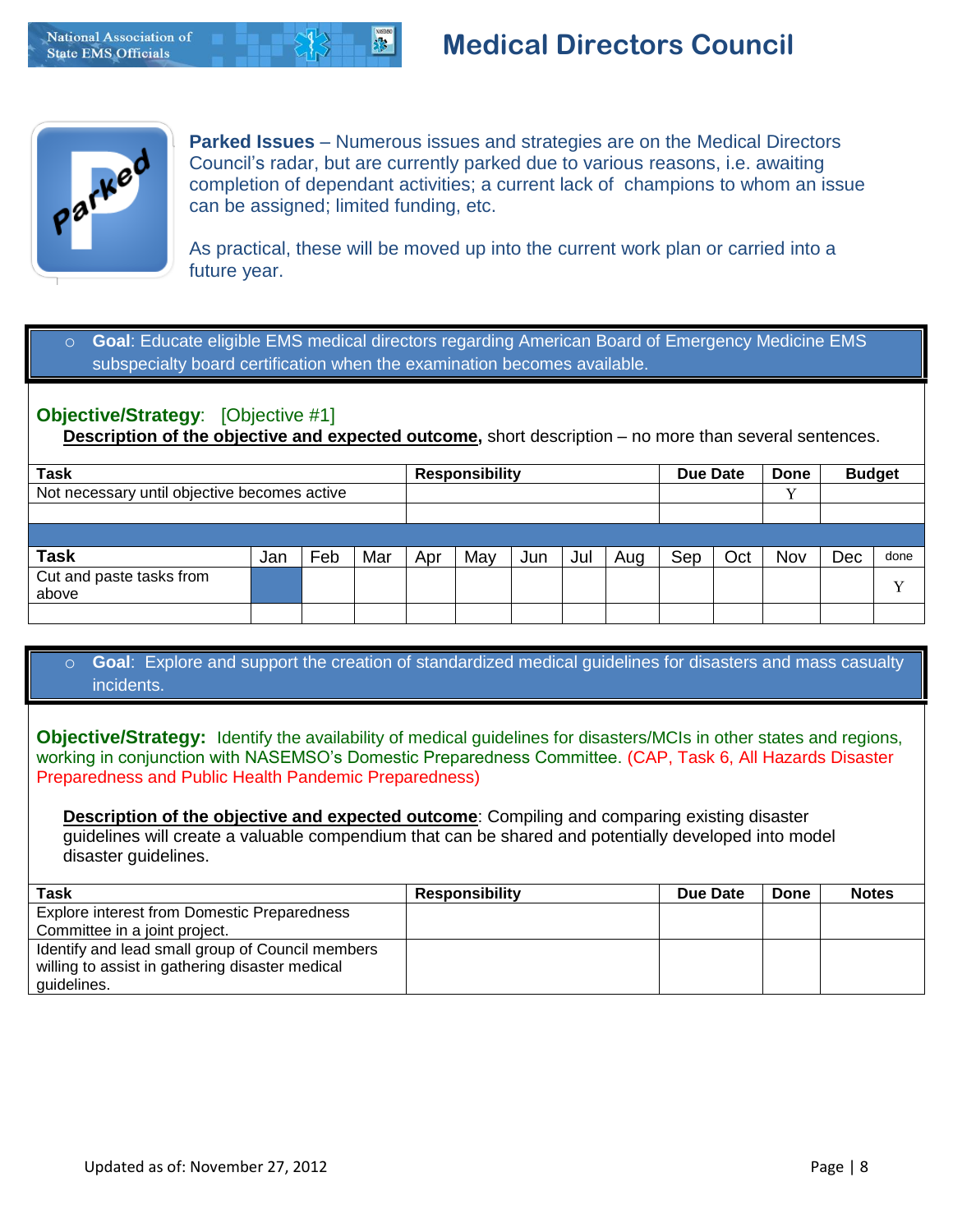# Medical Directors Council

**Parked Issues** – Numerous issues and strategies are on the Medical Directors Council's radar, but are currently parked due to various reasons, i.e. awaiting completion of dependant activities; a current lack of champions to whom an issue can be assigned; limited funding, etc.

As practical, these will be moved up into the current work plan or carried into a future year.

- **Goal**: Educate eligible EMS medical directors regarding American Board of Emergency Medicine EMS subspecialty board certification when the examination becomes available.

**Objective/Strategy**: [Objective #1]

**Description of the objective and expected outcome,** short description – no more than several sentences.

| Task | Responsibility | Due Date | Done | Budget |
|---|---|---|---|---|
| Not necessary until objective becomes active | | | Y | |
| | | | | |

| Task | Jan | Feb | Mar | Apr | May | Jun | Jul | Aug | Sep | Oct | Nov | Dec | done |
|---|---|---|---|---|---|---|---|---|---|---|---|---|---|
| Cut and paste tasks from above | | | | | | | | | | | | | Y |
| | | | | | | | | | | | | | |

- **Goal**: Explore and support the creation of standardized medical guidelines for disasters and mass casualty incidents.

**Objective/Strategy:** Identify the availability of medical guidelines for disasters/MCIs in other states and regions, working in conjunction with NASEMSO's Domestic Preparedness Committee. (CAP, Task 6, All Hazards Disaster Preparedness and Public Health Pandemic Preparedness)

**Description of the objective and expected outcome**: Compiling and comparing existing disaster guidelines will create a valuable compendium that can be shared and potentially developed into model disaster guidelines.

| Task | Responsibility | Due Date | Done | Notes |
|---|---|---|---|---|
| Explore interest from Domestic Preparedness Committee in a joint project. | | | | |
| Identify and lead small group of Council members willing to assist in gathering disaster medical guidelines. | | | | |

Updated as of: November 27, 2012